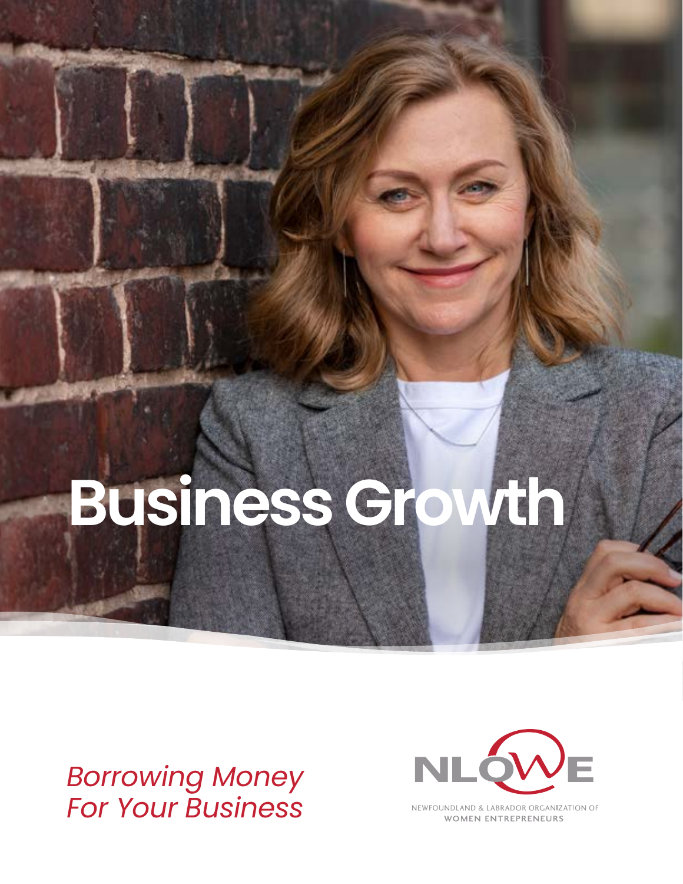# Business Growth

*Borrowing Money For Your Business*

NLOWE

NEWFOUNDLAND & LABRADOR ORGANIZATION OF WOMEN ENTREPRENEURS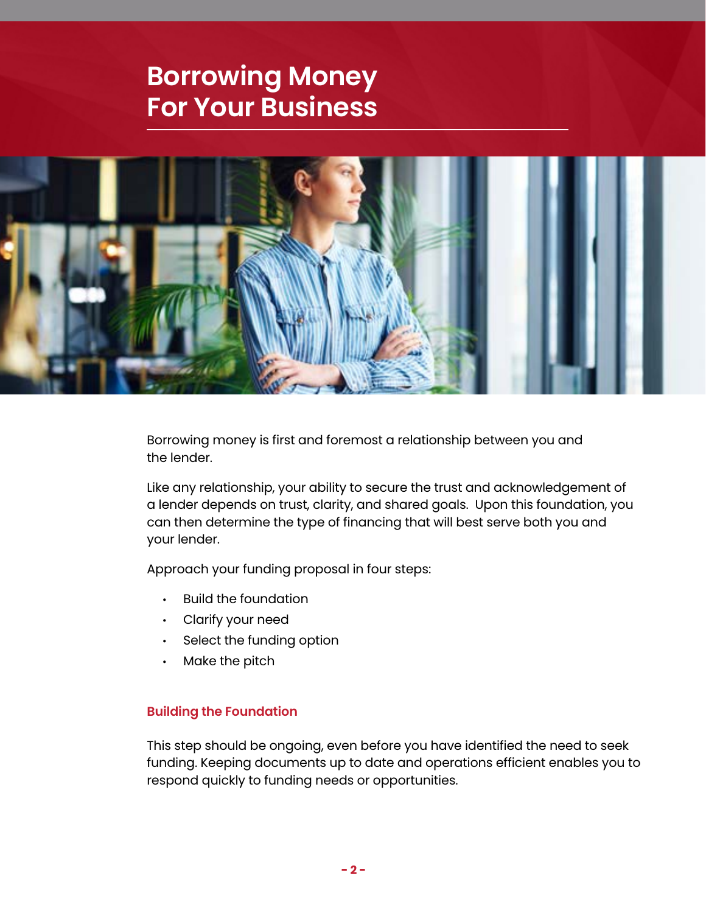# Borrowing Money For Your Business

Borrowing money is first and foremost a relationship between you and the lender.

Like any relationship, your ability to secure the trust and acknowledgement of a lender depends on trust, clarity, and shared goals. Upon this foundation, you can then determine the type of financing that will best serve both you and your lender.

Approach your funding proposal in four steps:

- Build the foundation
- Clarify your need
- Select the funding option
- Make the pitch

## Building the Foundation

This step should be ongoing, even before you have identified the need to seek funding. Keeping documents up to date and operations efficient enables you to respond quickly to funding needs or opportunities.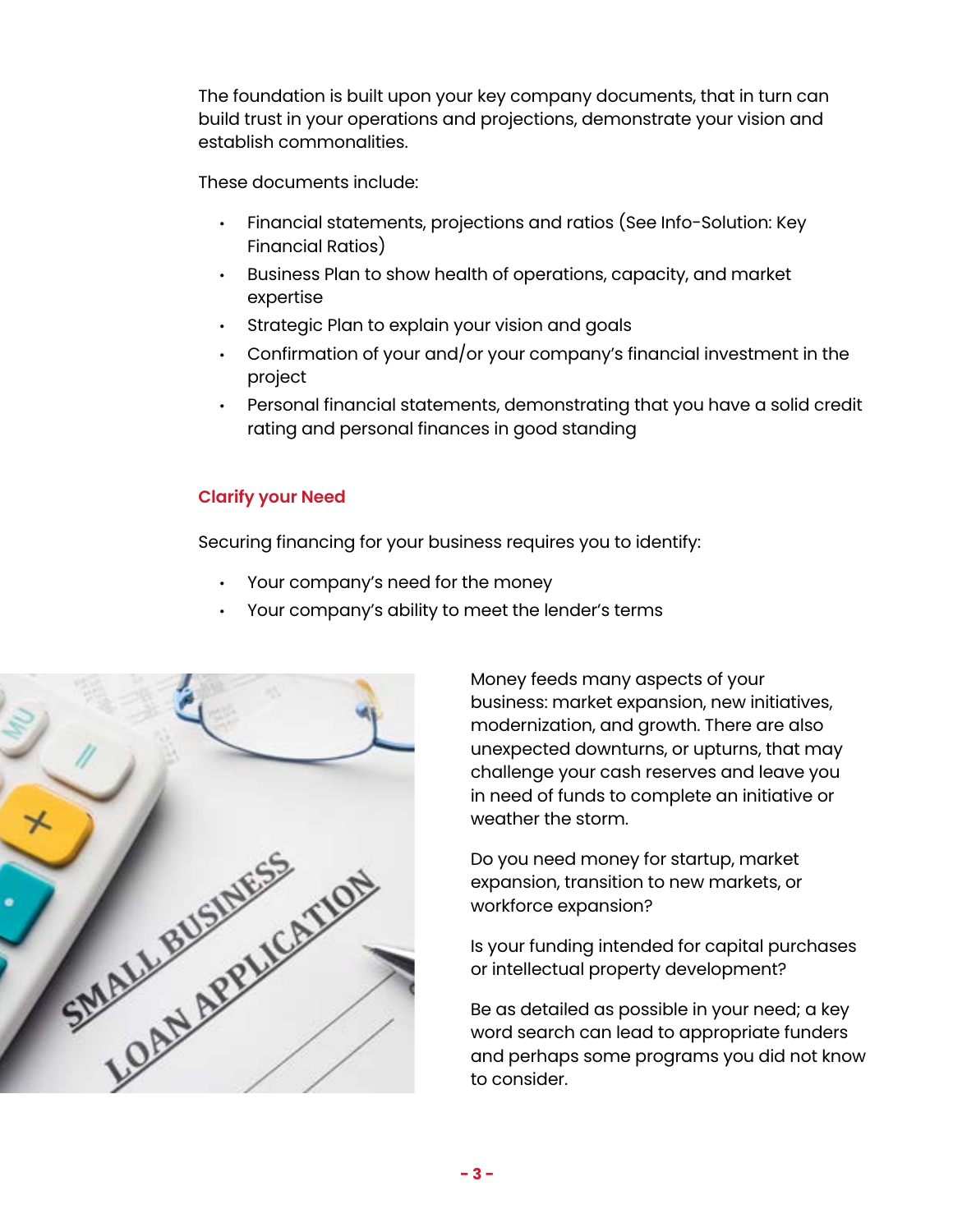The foundation is built upon your key company documents, that in turn can build trust in your operations and projections, demonstrate your vision and establish commonalities.

These documents include:

- Financial statements, projections and ratios (See Info-Solution: Key Financial Ratios)
- Business Plan to show health of operations, capacity, and market expertise
- Strategic Plan to explain your vision and goals
- Confirmation of your and/or your company's financial investment in the project
- Personal financial statements, demonstrating that you have a solid credit rating and personal finances in good standing

### Clarify your Need

Securing financing for your business requires you to identify:

- Your company's need for the money
- Your company's ability to meet the lender's terms

Money feeds many aspects of your business: market expansion, new initiatives, modernization, and growth. There are also unexpected downturns, or upturns, that may challenge your cash reserves and leave you in need of funds to complete an initiative or weather the storm.

Do you need money for startup, market expansion, transition to new markets, or workforce expansion?

Is your funding intended for capital purchases or intellectual property development?

Be as detailed as possible in your need; a key word search can lead to appropriate funders and perhaps some programs you did not know to consider.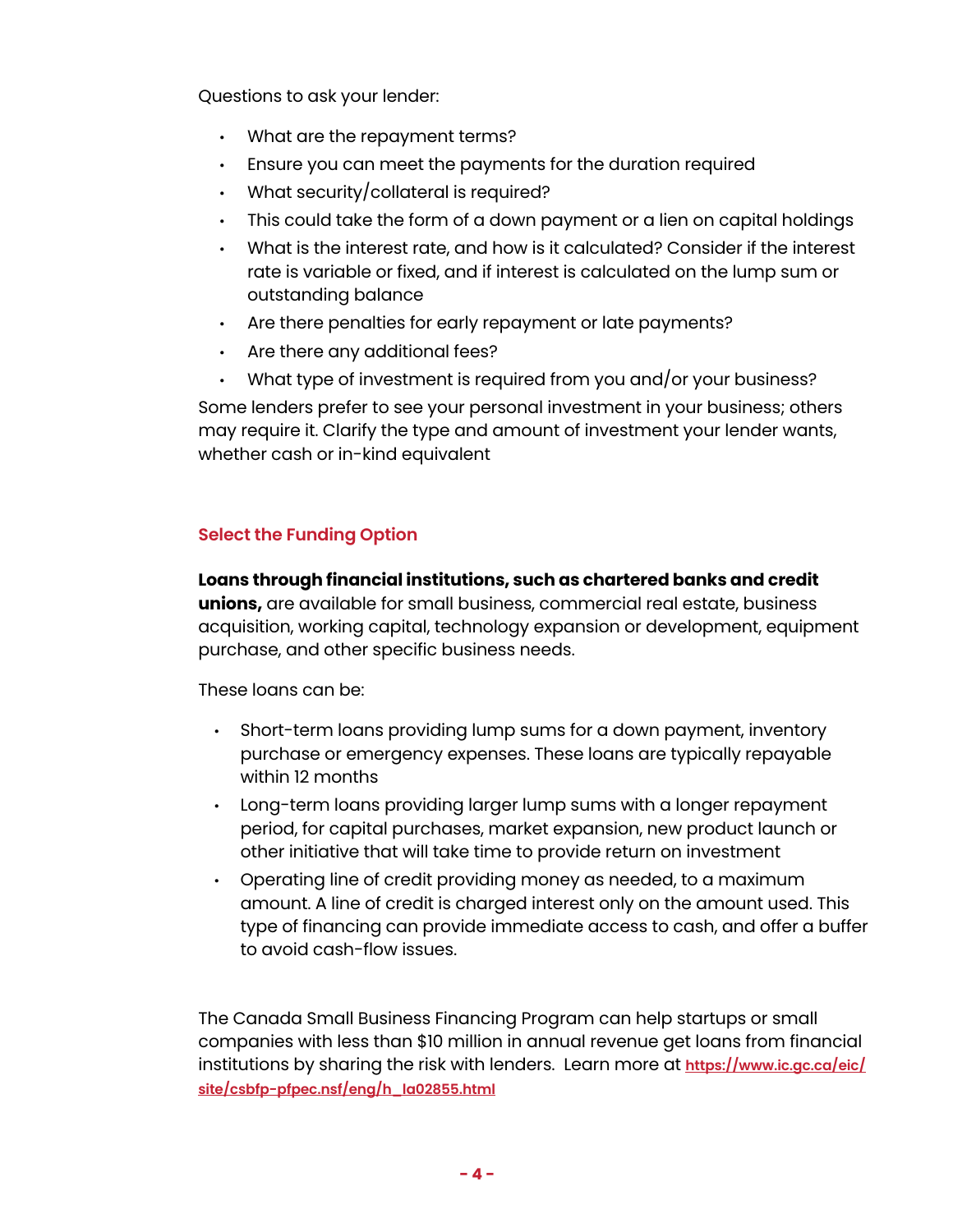Questions to ask your lender:

- What are the repayment terms?
- Ensure you can meet the payments for the duration required
- What security/collateral is required?
- This could take the form of a down payment or a lien on capital holdings
- What is the interest rate, and how is it calculated? Consider if the interest rate is variable or fixed, and if interest is calculated on the lump sum or outstanding balance
- Are there penalties for early repayment or late payments?
- Are there any additional fees?
- What type of investment is required from you and/or your business?

Some lenders prefer to see your personal investment in your business; others may require it. Clarify the type and amount of investment your lender wants, whether cash or in-kind equivalent

## Select the Funding Option

**Loans through financial institutions, such as chartered banks and credit unions,** are available for small business, commercial real estate, business acquisition, working capital, technology expansion or development, equipment purchase, and other specific business needs.

These loans can be:

- Short-term loans providing lump sums for a down payment, inventory purchase or emergency expenses. These loans are typically repayable within 12 months
- Long-term loans providing larger lump sums with a longer repayment period, for capital purchases, market expansion, new product launch or other initiative that will take time to provide return on investment
- Operating line of credit providing money as needed, to a maximum amount. A line of credit is charged interest only on the amount used. This type of financing can provide immediate access to cash, and offer a buffer to avoid cash-flow issues.

The Canada Small Business Financing Program can help startups or small companies with less than $10 million in annual revenue get loans from financial institutions by sharing the risk with lenders. Learn more at https://www.ic.gc.ca/eic/site/csbfp-pfpec.nsf/eng/h_la02855.html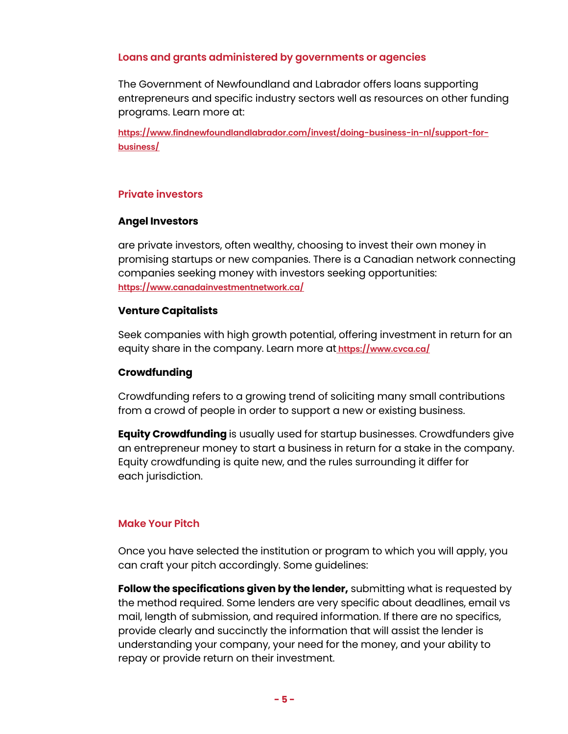## Loans and grants administered by governments or agencies

The Government of Newfoundland and Labrador offers loans supporting entrepreneurs and specific industry sectors well as resources on other funding programs. Learn more at:

https://www.findnewfoundlandlabrador.com/invest/doing-business-in-nl/support-for-business/

## Private investors

### Angel Investors

are private investors, often wealthy, choosing to invest their own money in promising startups or new companies. There is a Canadian network connecting companies seeking money with investors seeking opportunities: https://www.canadainvestmentnetwork.ca/

### Venture Capitalists

Seek companies with high growth potential, offering investment in return for an equity share in the company. Learn more at https://www.cvca.ca/

### Crowdfunding

Crowdfunding refers to a growing trend of soliciting many small contributions from a crowd of people in order to support a new or existing business.

**Equity Crowdfunding** is usually used for startup businesses. Crowdfunders give an entrepreneur money to start a business in return for a stake in the company. Equity crowdfunding is quite new, and the rules surrounding it differ for each jurisdiction.

## Make Your Pitch

Once you have selected the institution or program to which you will apply, you can craft your pitch accordingly. Some guidelines:

**Follow the specifications given by the lender,** submitting what is requested by the method required. Some lenders are very specific about deadlines, email vs mail, length of submission, and required information. If there are no specifics, provide clearly and succinctly the information that will assist the lender is understanding your company, your need for the money, and your ability to repay or provide return on their investment.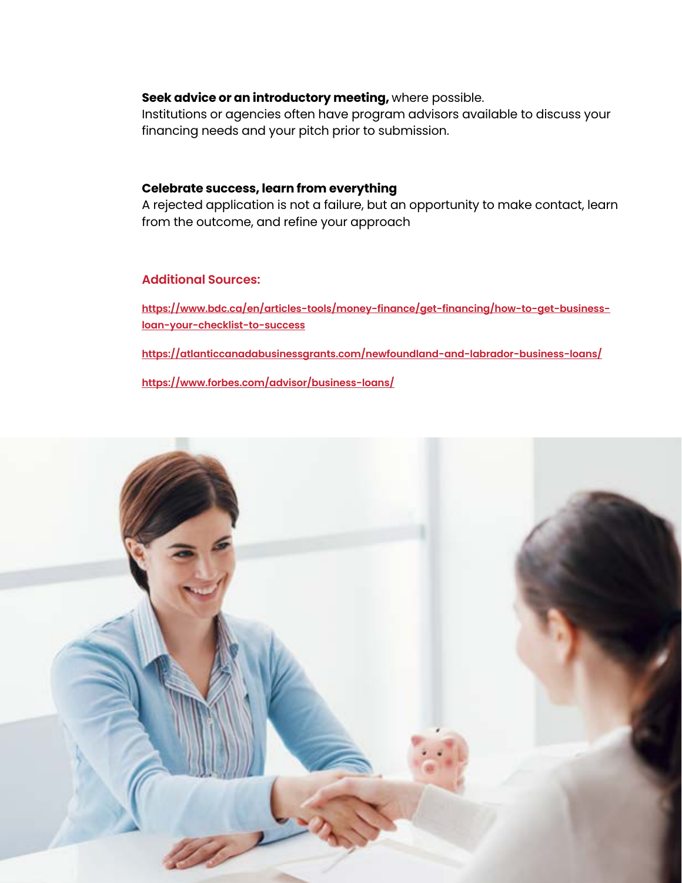**Seek advice or an introductory meeting,** where possible.
Institutions or agencies often have program advisors available to discuss your financing needs and your pitch prior to submission.

**Celebrate success, learn from everything**
A rejected application is not a failure, but an opportunity to make contact, learn from the outcome, and refine your approach

## Additional Sources:

https://www.bdc.ca/en/articles-tools/money-finance/get-financing/how-to-get-business-loan-your-checklist-to-success

https://atlanticcanadabusinessgrants.com/newfoundland-and-labrador-business-loans/

https://www.forbes.com/advisor/business-loans/